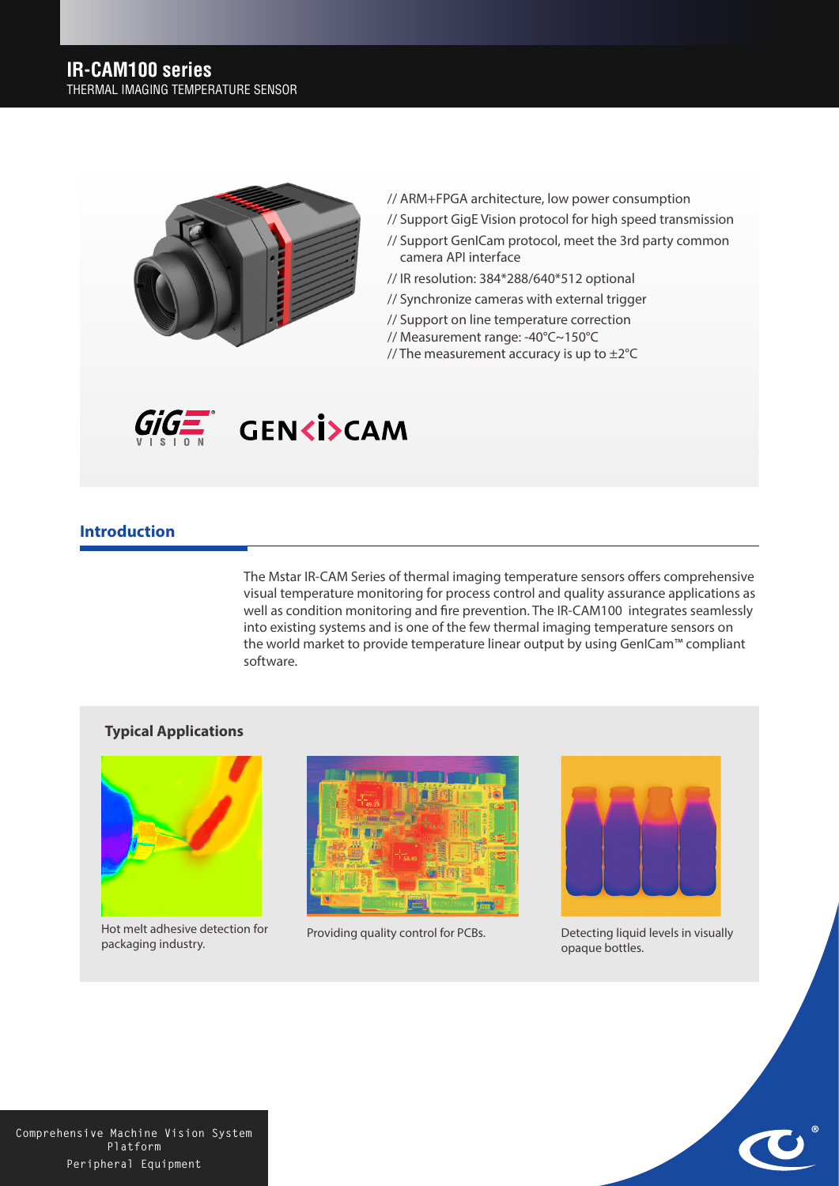# IR-CAM100 series

THERMAL IMAGING TEMPERATURE SENSOR

// ARM+FPGA architecture, low power consumption
// Support GigE Vision protocol for high speed transmission
// Support GenICam protocol, meet the 3rd party common camera API interface
// IR resolution: 384*288/640*512 optional
// Synchronize cameras with external trigger
// Support on line temperature correction
// Measurement range: -40℃~150℃
// The measurement accuracy is up to ±2℃

## Introduction

The Mstar IR-CAM Series of thermal imaging temperature sensors offers comprehensive visual temperature monitoring for process control and quality assurance applications as well as condition monitoring and fire prevention. The IR-CAM100 integrates seamlessly into existing systems and is one of the few thermal imaging temperature sensors on the world market to provide temperature linear output by using GenICam™ compliant software.

### Typical Applications

Hot melt adhesive detection for packaging industry.

Providing quality control for PCBs.

Detecting liquid levels in visually opaque bottles.

Comprehensive Machine Vision System Platform
Peripheral Equipment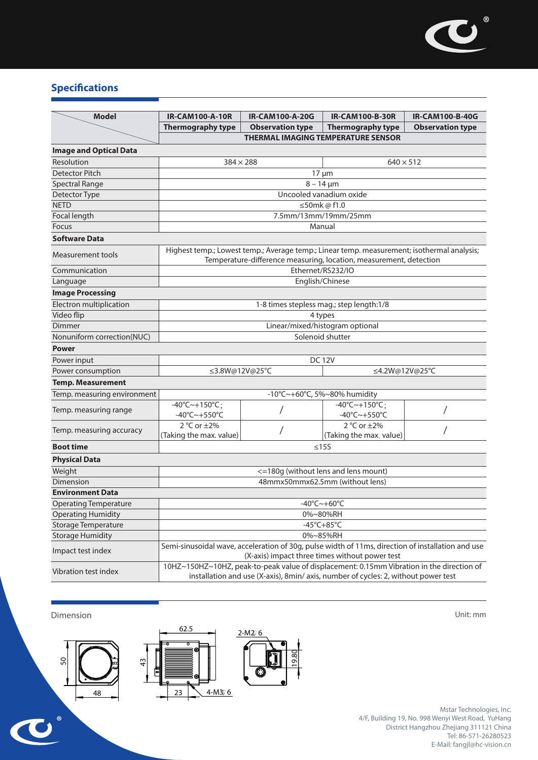## Specifications

| Model | IR-CAM100-A-10R | IR-CAM100-A-20G | IR-CAM100-B-30R | IR-CAM100-B-40G |
|---|---|---|---|---|
| | Thermography type | Observation type | Thermography type | Observation type |
| | THERMAL IMAGING TEMPERATURE SENSOR | | | |
| **Image and Optical Data** | | | | |
| Resolution | 384 × 288 | | 640 × 512 | |
| Detector Pitch | 17 µm | | | |
| Spectral Range | 8 – 14 µm | | | |
| Detector Type | Uncooled vanadium oxide | | | |
| NETD | ≤50mk @ f1.0 | | | |
| Focal length | 7.5mm/13mm/19mm/25mm | | | |
| Focus | Manual | | | |
| **Software Data** | | | | |
| Measurement tools | Highest temp.; Lowest temp.; Average temp.; Linear temp. measurement; isothermal analysis; Temperature-difference measuring, location, measurement, detection | | | |
| Communication | Ethernet/RS232/IO | | | |
| Language | English/Chinese | | | |
| **Image Processing** | | | | |
| Electron multiplication | 1-8 times stepless mag.; step length:1/8 | | | |
| Video flip | 4 types | | | |
| Dimmer | Linear/mixed/histogram optional | | | |
| Nonuniform correction(NUC) | Solenoid shutter | | | |
| **Power** | | | | |
| Power input | DC 12V | | | |
| Power consumption | ≤3.8W@12V@25°C | | ≤4.2W@12V@25°C | |
| **Temp. Measurement** | | | | |
| Temp. measuring environment | -10°C~+60°C, 5%~80% humidity | | | |
| Temp. measuring range | -40°C~+150°C; -40°C~+550°C | / | -40°C~+150°C; -40°C~+550°C | / |
| Temp. measuring accuracy | 2 °C or ±2% (Taking the max. value) | / | 2 °C or ±2% (Taking the max. value) | / |
| **Boot time** | ≤15S | | | |
| **Physical Data** | | | | |
| Weight | <=180g (without lens and lens mount) | | | |
| Dimension | 48mmx50mmx62.5mm (without lens) | | | |
| **Environment Data** | | | | |
| Operating Temperature | -40°C~+60°C | | | |
| Operating Humidity | 0%~80%RH | | | |
| Storage Temperature | -45°C+85°C | | | |
| Storage Humidity | 0%~85%RH | | | |
| Impact test index | Semi-sinusoidal wave, acceleration of 30g, pulse width of 11ms, direction of installation and use (X-axis) impact three times without power test | | | |
| Vibration test index | 10HZ~150HZ~10HZ, peak-to-peak value of displacement: 0.15mm Vibration in the direction of installation and use (X-axis), 8min/ axis, number of cycles: 2, without power test | | | |

Dimension

Unit: mm

50
48
62.5
43
23
4-M3▽6
2-M2▽6
19.80

Mstar Technologies, Inc.
4/F, Building 19, No. 998 Wenyi West Road, YuHang
District Hangzhou Zhejiang 311121 China
Tel: 86-571-26280523
E-Mail: fangjl@hc-vision.cn